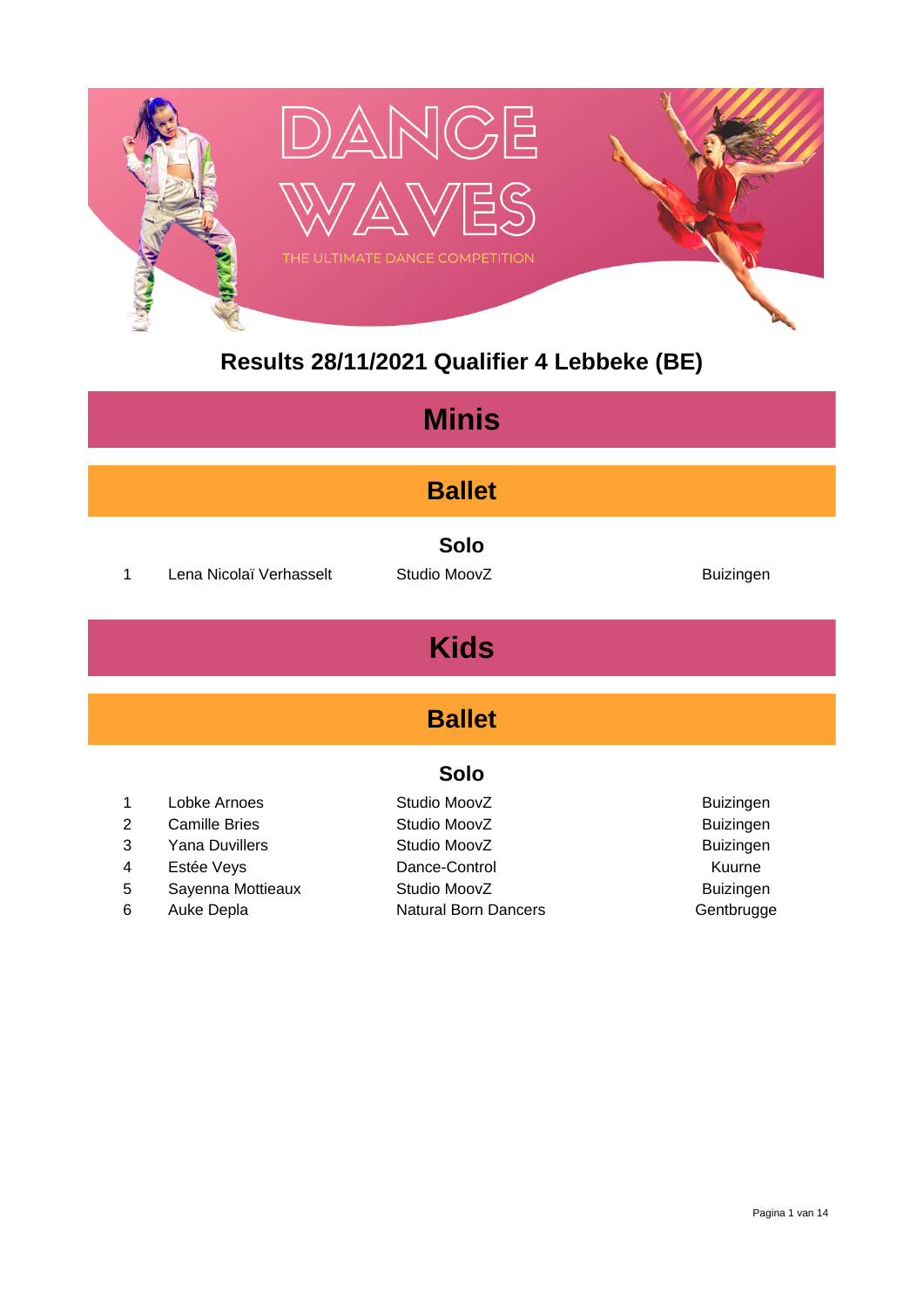# DANCE WAVES

THE ULTIMATE DANCE COMPETITION

## Results 28/11/2021 Qualifier 4 Lebbeke (BE)

# Minis

## Ballet

### Solo

| | | | |
|---|---|---|---|
| 1 | Lena Nicolaï Verhasselt | Studio MoovZ | Buizingen |

# Kids

## Ballet

### Solo

| | | | |
|---|---|---|---|
| 1 | Lobke Arnoes | Studio MoovZ | Buizingen |
| 2 | Camille Bries | Studio MoovZ | Buizingen |
| 3 | Yana Duvillers | Studio MoovZ | Buizingen |
| 4 | Estée Veys | Dance-Control | Kuurne |
| 5 | Sayenna Mottieaux | Studio MoovZ | Buizingen |
| 6 | Auke Depla | Natural Born Dancers | Gentbrugge |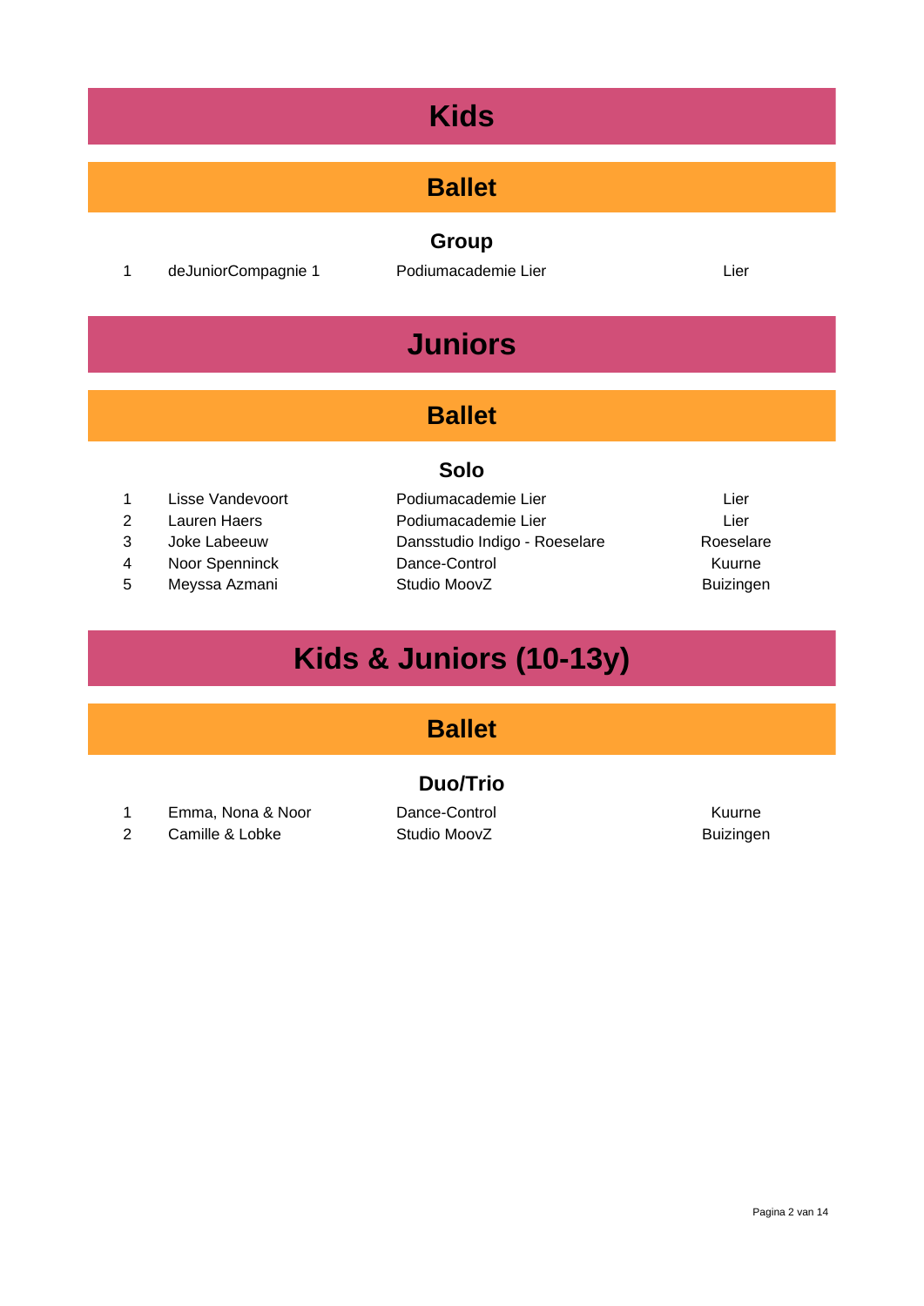# Kids

## Ballet

### Group

| | | | |
|---|---|---|---|
| 1 | deJuniorCompagnie 1 | Podiumacademie Lier | Lier |

# Juniors

## Ballet

### Solo

| | | | |
|---|---|---|---|
| 1 | Lisse Vandevoort | Podiumacademie Lier | Lier |
| 2 | Lauren Haers | Podiumacademie Lier | Lier |
| 3 | Joke Labeeuw | Dansstudio Indigo - Roeselare | Roeselare |
| 4 | Noor Spenninck | Dance-Control | Kuurne |
| 5 | Meyssa Azmani | Studio MoovZ | Buizingen |

# Kids & Juniors (10-13y)

## Ballet

### Duo/Trio

| | | | |
|---|---|---|---|
| 1 | Emma, Nona & Noor | Dance-Control | Kuurne |
| 2 | Camille & Lobke | Studio MoovZ | Buizingen |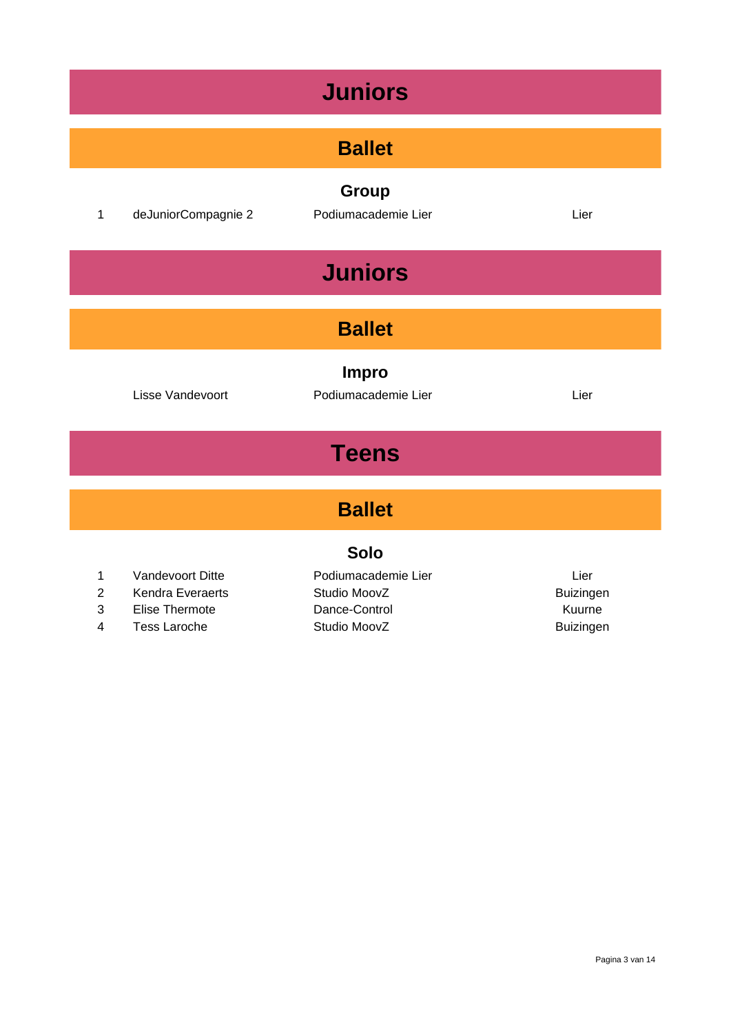# Juniors

## Ballet

### Group

| | | | |
|---|---|---|---|
| 1 | deJuniorCompagnie 2 | Podiumacademie Lier | Lier |

# Juniors

## Ballet

### Impro

| | | | |
|---|---|---|---|
| | Lisse Vandevoort | Podiumacademie Lier | Lier |

# Teens

## Ballet

### Solo

| | | | |
|---|---|---|---|
| 1 | Vandevoort Ditte | Podiumacademie Lier | Lier |
| 2 | Kendra Everaerts | Studio MoovZ | Buizingen |
| 3 | Elise Thermote | Dance-Control | Kuurne |
| 4 | Tess Laroche | Studio MoovZ | Buizingen |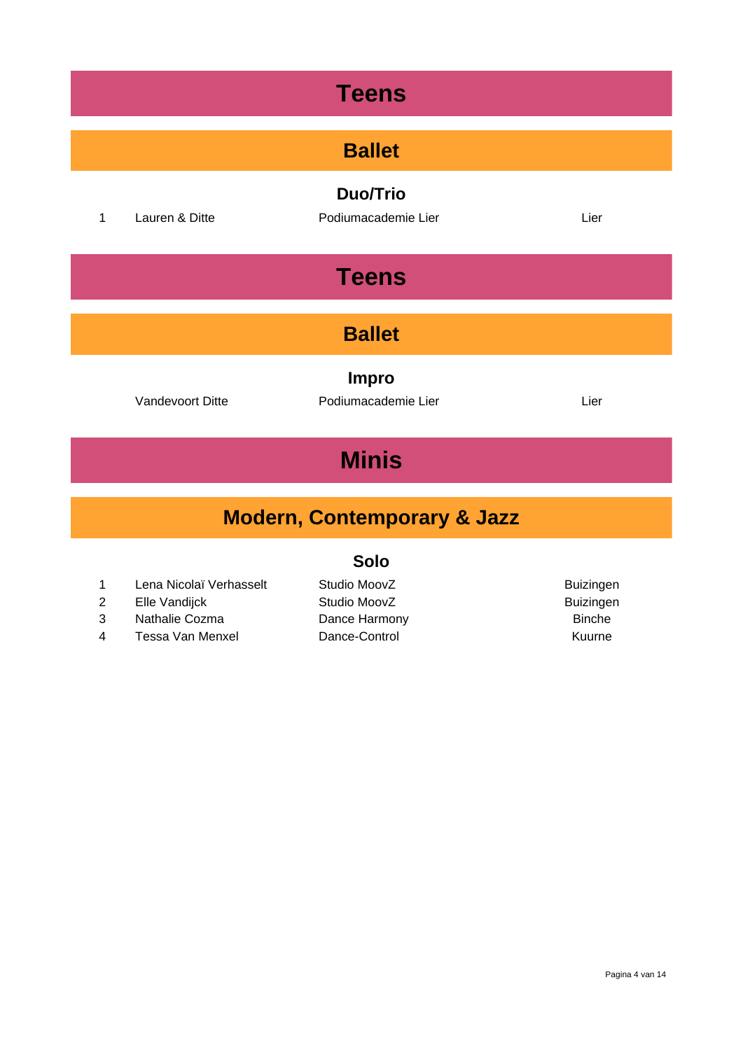# Teens

## Ballet

### Duo/Trio

| | | | |
|---|---|---|---|
| 1 | Lauren & Ditte | Podiumacademie Lier | Lier |

# Teens

## Ballet

### Impro

| | | | |
|---|---|---|---|
| | Vandevoort Ditte | Podiumacademie Lier | Lier |

# Minis

## Modern, Contemporary & Jazz

### Solo

| | | | |
|---|---|---|---|
| 1 | Lena Nicolaï Verhasselt | Studio MoovZ | Buizingen |
| 2 | Elle Vandijck | Studio MoovZ | Buizingen |
| 3 | Nathalie Cozma | Dance Harmony | Binche |
| 4 | Tessa Van Menxel | Dance-Control | Kuurne |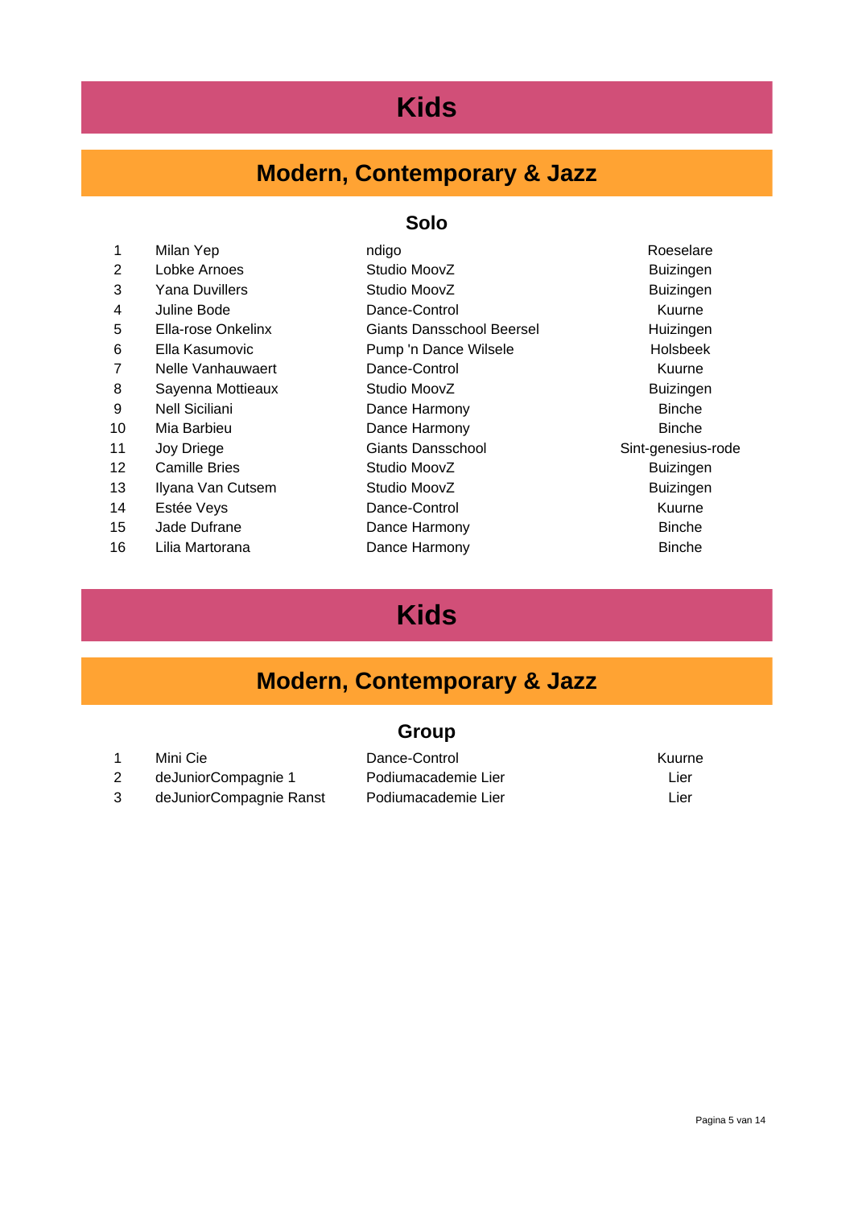# Kids

## Modern, Contemporary & Jazz

### Solo

| | | | |
|---|---|---|---|
| 1 | Milan Yep | ndigo | Roeselare |
| 2 | Lobke Arnoes | Studio MoovZ | Buizingen |
| 3 | Yana Duvillers | Studio MoovZ | Buizingen |
| 4 | Juline Bode | Dance-Control | Kuurne |
| 5 | Ella-rose Onkelinx | Giants Dansschool Beersel | Huizingen |
| 6 | Ella Kasumovic | Pump 'n Dance Wilsele | Holsbeek |
| 7 | Nelle Vanhauwaert | Dance-Control | Kuurne |
| 8 | Sayenna Mottieaux | Studio MoovZ | Buizingen |
| 9 | Nell Siciliani | Dance Harmony | Binche |
| 10 | Mia Barbieu | Dance Harmony | Binche |
| 11 | Joy Driege | Giants Dansschool | Sint-genesius-rode |
| 12 | Camille Bries | Studio MoovZ | Buizingen |
| 13 | Ilyana Van Cutsem | Studio MoovZ | Buizingen |
| 14 | Estée Veys | Dance-Control | Kuurne |
| 15 | Jade Dufrane | Dance Harmony | Binche |
| 16 | Lilia Martorana | Dance Harmony | Binche |

# Kids

## Modern, Contemporary & Jazz

### Group

| | | | |
|---|---|---|---|
| 1 | Mini Cie | Dance-Control | Kuurne |
| 2 | deJuniorCompagnie 1 | Podiumacademie Lier | Lier |
| 3 | deJuniorCompagnie Ranst | Podiumacademie Lier | Lier |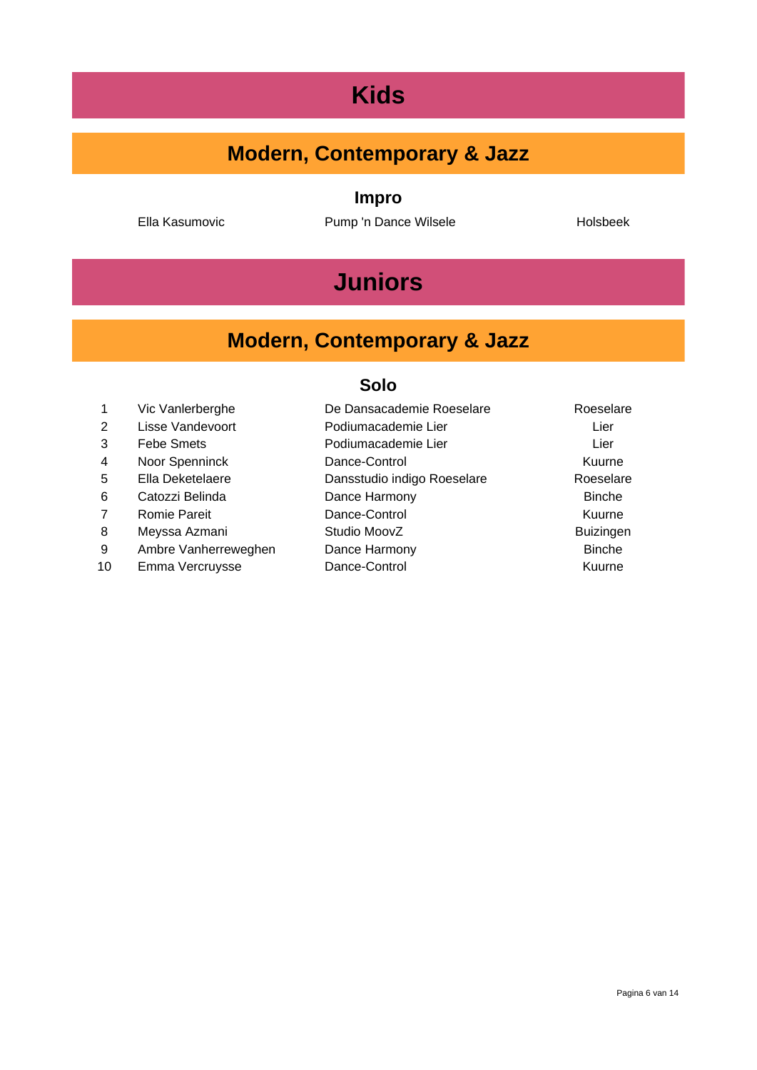# Kids

## Modern, Contemporary & Jazz

### Impro

| | | | |
|---|---|---|---|
| | Ella Kasumovic | Pump 'n Dance Wilsele | Holsbeek |

# Juniors

## Modern, Contemporary & Jazz

### Solo

| | | | |
|---|---|---|---|
| 1 | Vic Vanlerberghe | De Dansacademie Roeselare | Roeselare |
| 2 | Lisse Vandevoort | Podiumacademie Lier | Lier |
| 3 | Febe Smets | Podiumacademie Lier | Lier |
| 4 | Noor Spenninck | Dance-Control | Kuurne |
| 5 | Ella Deketelaere | Dansstudio indigo Roeselare | Roeselare |
| 6 | Catozzi Belinda | Dance Harmony | Binche |
| 7 | Romie Pareit | Dance-Control | Kuurne |
| 8 | Meyssa Azmani | Studio MoovZ | Buizingen |
| 9 | Ambre Vanherreweghen | Dance Harmony | Binche |
| 10 | Emma Vercruysse | Dance-Control | Kuurne |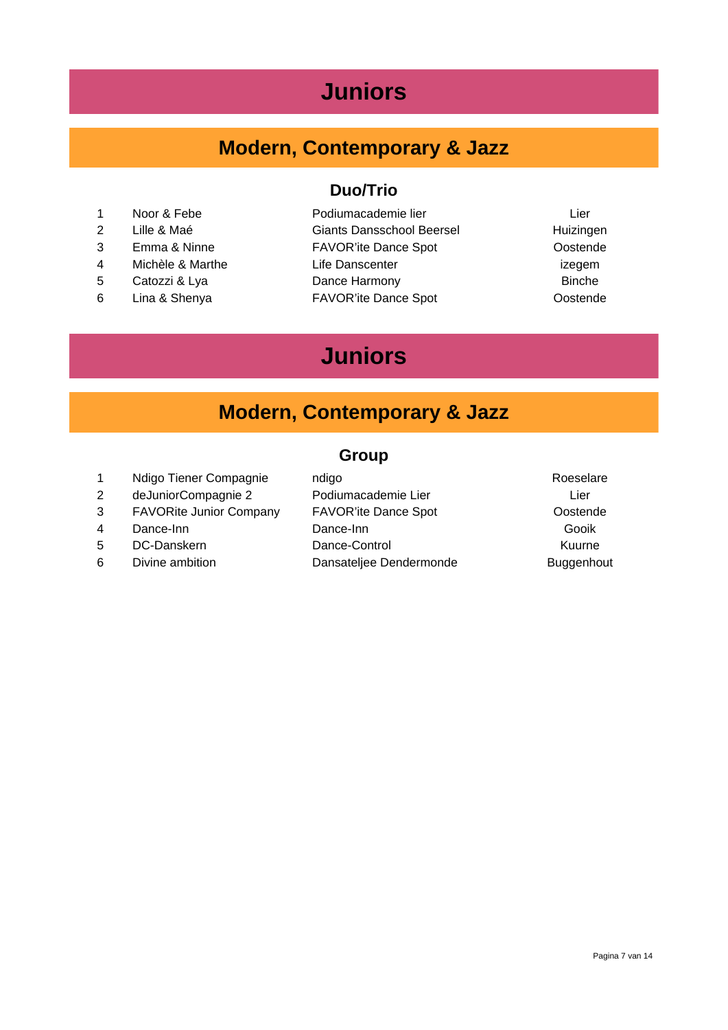# Juniors

## Modern, Contemporary & Jazz

### Duo/Trio

| | | | |
|---|---|---|---|
| 1 | Noor & Febe | Podiumacademie lier | Lier |
| 2 | Lille & Maé | Giants Dansschool Beersel | Huizingen |
| 3 | Emma & Ninne | FAVOR'ite Dance Spot | Oostende |
| 4 | Michèle & Marthe | Life Danscenter | izegem |
| 5 | Catozzi & Lya | Dance Harmony | Binche |
| 6 | Lina & Shenya | FAVOR'ite Dance Spot | Oostende |

# Juniors

## Modern, Contemporary & Jazz

### Group

| | | | |
|---|---|---|---|
| 1 | Ndigo Tiener Compagnie | ndigo | Roeselare |
| 2 | deJuniorCompagnie 2 | Podiumacademie Lier | Lier |
| 3 | FAVORite Junior Company | FAVOR'ite Dance Spot | Oostende |
| 4 | Dance-Inn | Dance-Inn | Gooik |
| 5 | DC-Danskern | Dance-Control | Kuurne |
| 6 | Divine ambition | Dansateljee Dendermonde | Buggenhout |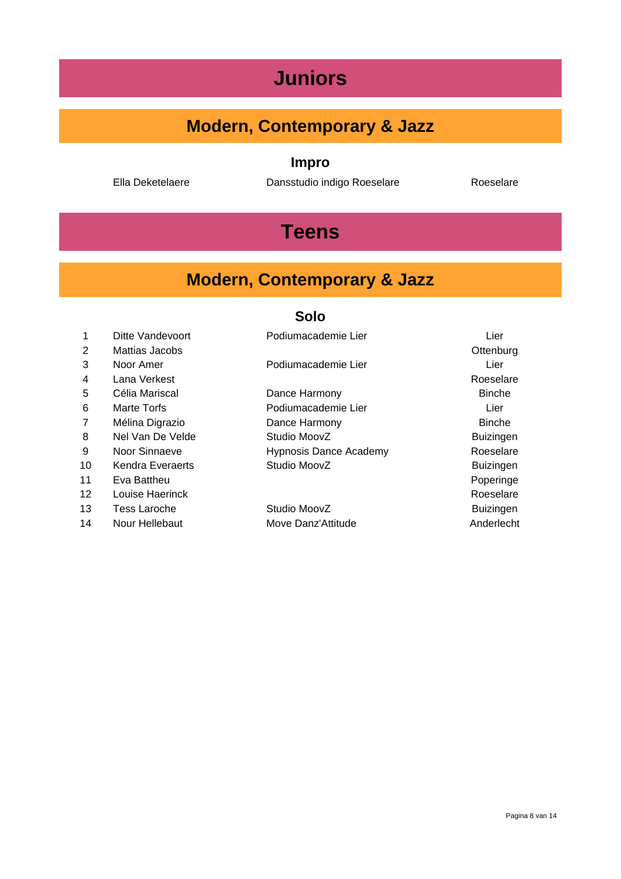# Juniors

## Modern, Contemporary & Jazz

### Impro

| | | |
|---|---|---|
| Ella Deketelaere | Dansstudio indigo Roeselare | Roeselare |

# Teens

## Modern, Contemporary & Jazz

### Solo

| | | | |
|---|---|---|---|
| 1 | Ditte Vandevoort | Podiumacademie Lier | Lier |
| 2 | Mattias Jacobs | | Ottenburg |
| 3 | Noor Amer | Podiumacademie Lier | Lier |
| 4 | Lana Verkest | | Roeselare |
| 5 | Célia Mariscal | Dance Harmony | Binche |
| 6 | Marte Torfs | Podiumacademie Lier | Lier |
| 7 | Mélina Digrazio | Dance Harmony | Binche |
| 8 | Nel Van De Velde | Studio MoovZ | Buizingen |
| 9 | Noor Sinnaeve | Hypnosis Dance Academy | Roeselare |
| 10 | Kendra Everaerts | Studio MoovZ | Buizingen |
| 11 | Eva Battheu | | Poperinge |
| 12 | Louise Haerinck | | Roeselare |
| 13 | Tess Laroche | Studio MoovZ | Buizingen |
| 14 | Nour Hellebaut | Move Danz'Attitude | Anderlecht |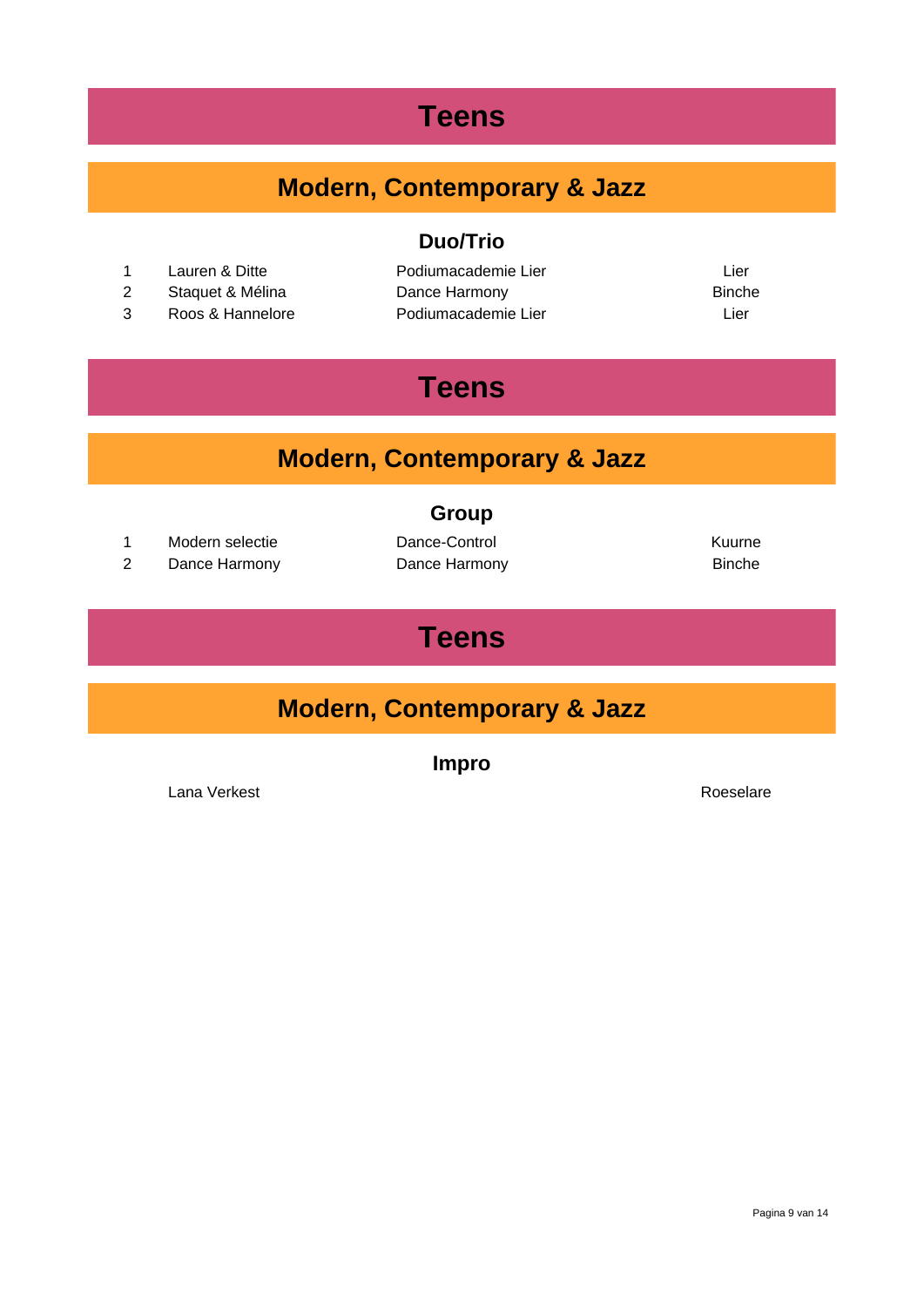# Teens

## Modern, Contemporary & Jazz

### Duo/Trio

| | | | |
|---|---|---|---|
| 1 | Lauren & Ditte | Podiumacademie Lier | Lier |
| 2 | Staquet & Mélina | Dance Harmony | Binche |
| 3 | Roos & Hannelore | Podiumacademie Lier | Lier |

# Teens

## Modern, Contemporary & Jazz

### Group

| | | | |
|---|---|---|---|
| 1 | Modern selectie | Dance-Control | Kuurne |
| 2 | Dance Harmony | Dance Harmony | Binche |

# Teens

## Modern, Contemporary & Jazz

### Impro

| | | | |
|---|---|---|---|
| | Lana Verkest | | Roeselare |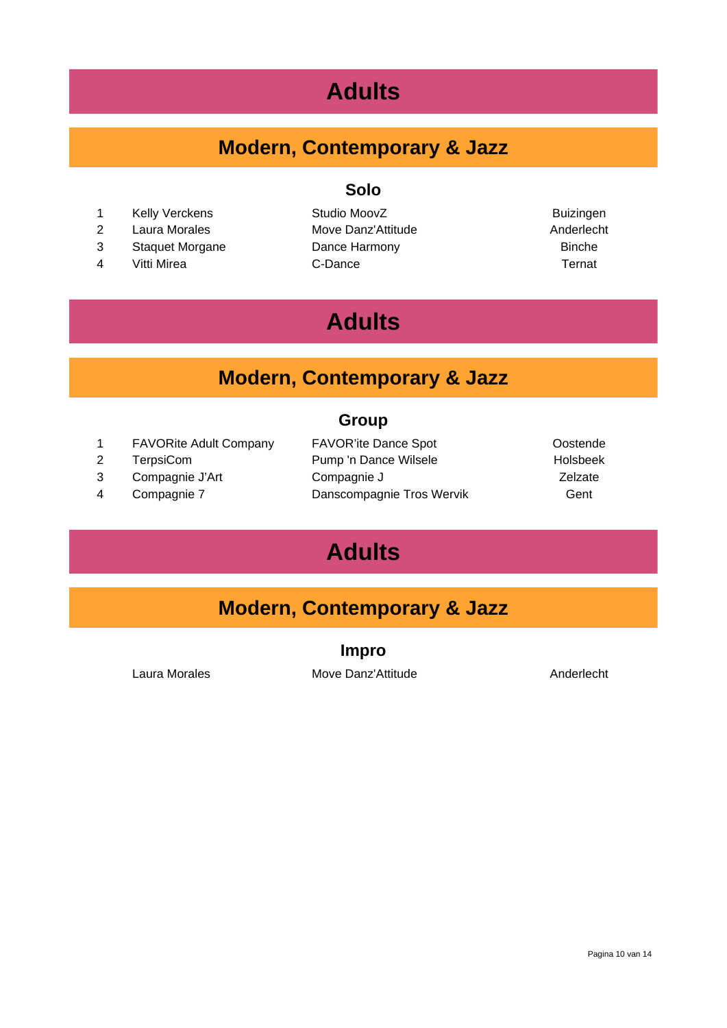# Adults

## Modern, Contemporary & Jazz

### Solo

| | | | |
|---|---|---|---|
| 1 | Kelly Verckens | Studio MoovZ | Buizingen |
| 2 | Laura Morales | Move Danz'Attitude | Anderlecht |
| 3 | Staquet Morgane | Dance Harmony | Binche |
| 4 | Vitti Mirea | C-Dance | Ternat |

# Adults

## Modern, Contemporary & Jazz

### Group

| | | | |
|---|---|---|---|
| 1 | FAVORite Adult Company | FAVOR'ite Dance Spot | Oostende |
| 2 | TerpsiCom | Pump 'n Dance Wilsele | Holsbeek |
| 3 | Compagnie J'Art | Compagnie J | Zelzate |
| 4 | Compagnie 7 | Danscompagnie Tros Wervik | Gent |

# Adults

## Modern, Contemporary & Jazz

### Impro

| | | |
|---|---|---|
| Laura Morales | Move Danz'Attitude | Anderlecht |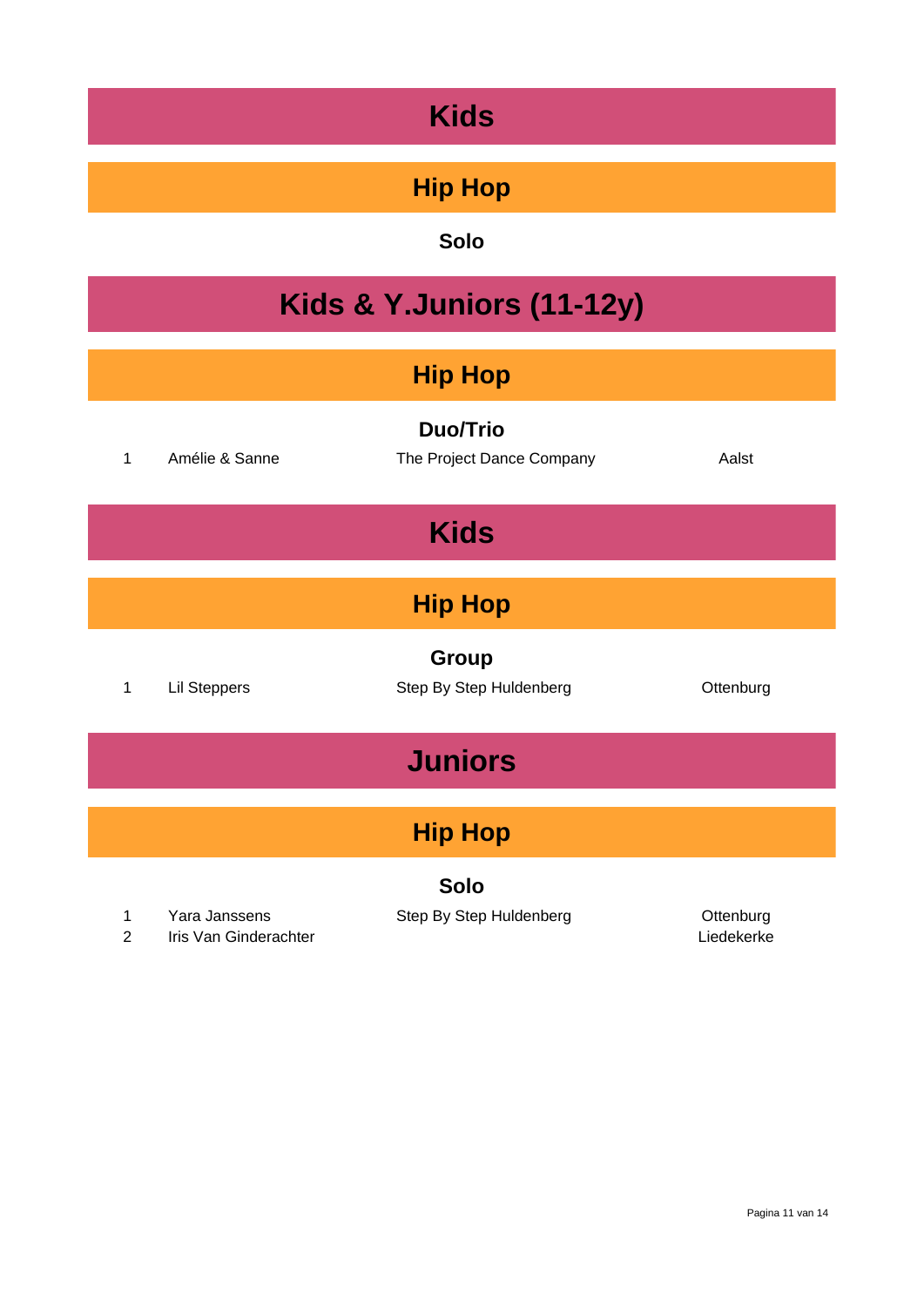# Kids

## Hip Hop

### Solo

# Kids & Y.Juniors (11-12y)

## Hip Hop

### Duo/Trio

| | | | |
|---|---|---|---|
| 1 | Amélie & Sanne | The Project Dance Company | Aalst |

# Kids

## Hip Hop

### Group

| | | | |
|---|---|---|---|
| 1 | Lil Steppers | Step By Step Huldenberg | Ottenburg |

# Juniors

## Hip Hop

### Solo

| | | | |
|---|---|---|---|
| 1 | Yara Janssens | Step By Step Huldenberg | Ottenburg |
| 2 | Iris Van Ginderachter | | Liedekerke |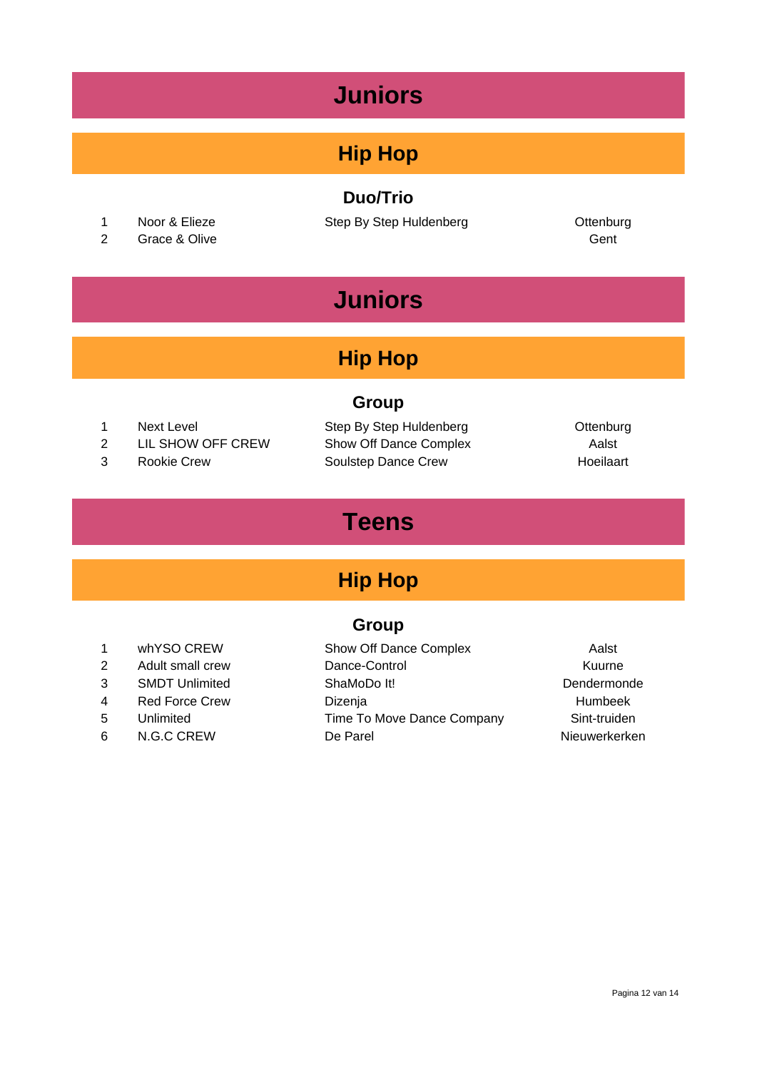# Juniors

## Hip Hop

### Duo/Trio

| | | | |
|---|---|---|---|
| 1 | Noor & Elieze | Step By Step Huldenberg | Ottenburg |
| 2 | Grace & Olive | | Gent |

# Juniors

## Hip Hop

### Group

| | | | |
|---|---|---|---|
| 1 | Next Level | Step By Step Huldenberg | Ottenburg |
| 2 | LIL SHOW OFF CREW | Show Off Dance Complex | Aalst |
| 3 | Rookie Crew | Soulstep Dance Crew | Hoeilaart |

# Teens

## Hip Hop

### Group

| | | | |
|---|---|---|---|
| 1 | whYSO CREW | Show Off Dance Complex | Aalst |
| 2 | Adult small crew | Dance-Control | Kuurne |
| 3 | SMDT Unlimited | ShaMoDo It! | Dendermonde |
| 4 | Red Force Crew | Dizenja | Humbeek |
| 5 | Unlimited | Time To Move Dance Company | Sint-truiden |
| 6 | N.G.C CREW | De Parel | Nieuwerkerken |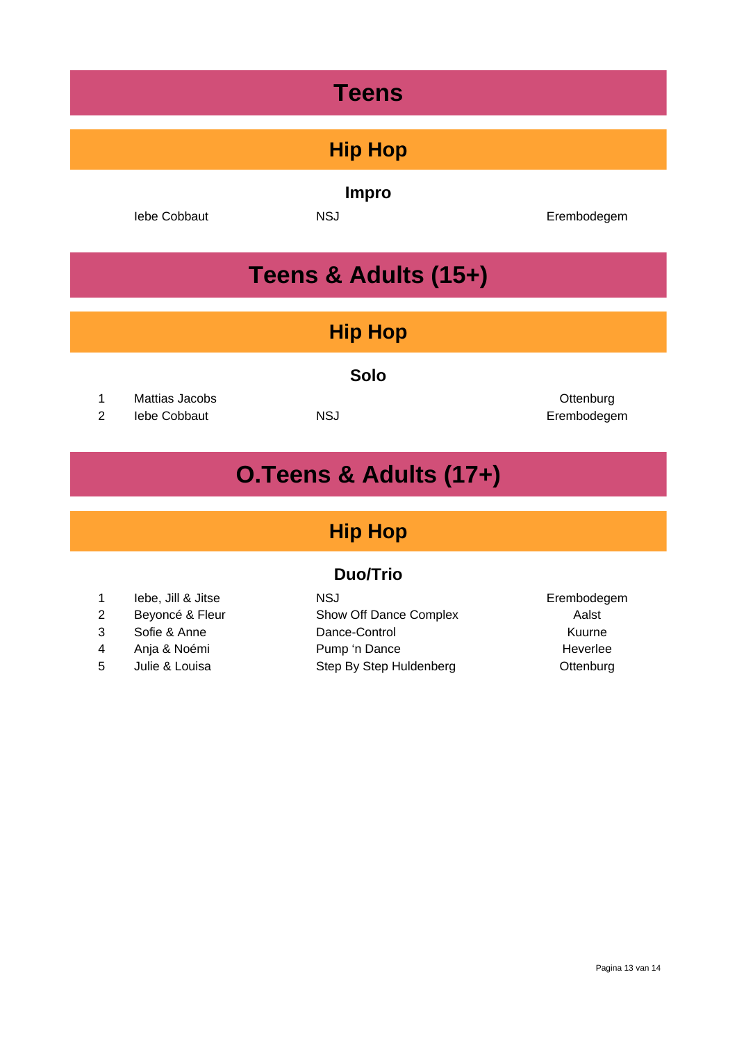# Teens

## Hip Hop

### Impro

| | | | |
|---|---|---|---|
| | Iebe Cobbaut | NSJ | Erembodegem |

# Teens & Adults (15+)

## Hip Hop

### Solo

| | | | |
|---|---|---|---|
| 1 | Mattias Jacobs | | Ottenburg |
| 2 | Iebe Cobbaut | NSJ | Erembodegem |

# O.Teens & Adults (17+)

## Hip Hop

### Duo/Trio

| | | | |
|---|---|---|---|
| 1 | Iebe, Jill & Jitse | NSJ | Erembodegem |
| 2 | Beyoncé & Fleur | Show Off Dance Complex | Aalst |
| 3 | Sofie & Anne | Dance-Control | Kuurne |
| 4 | Anja & Noémi | Pump 'n Dance | Heverlee |
| 5 | Julie & Louisa | Step By Step Huldenberg | Ottenburg |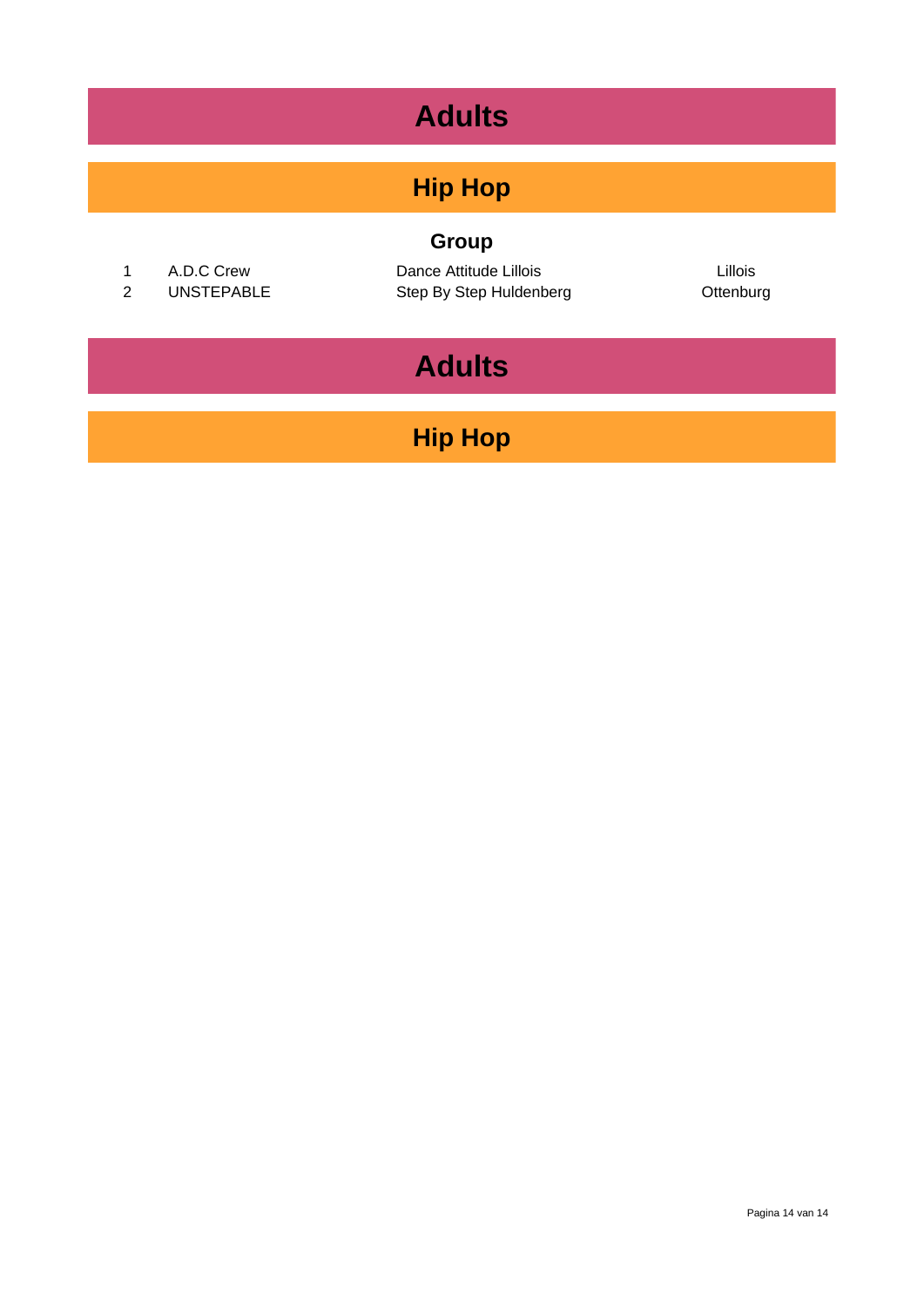# Adults

## Hip Hop

### Group

| | | | |
|---|---|---|---|
| 1 | A.D.C Crew | Dance Attitude Lillois | Lillois |
| 2 | UNSTEPABLE | Step By Step Huldenberg | Ottenburg |

# Adults

## Hip Hop